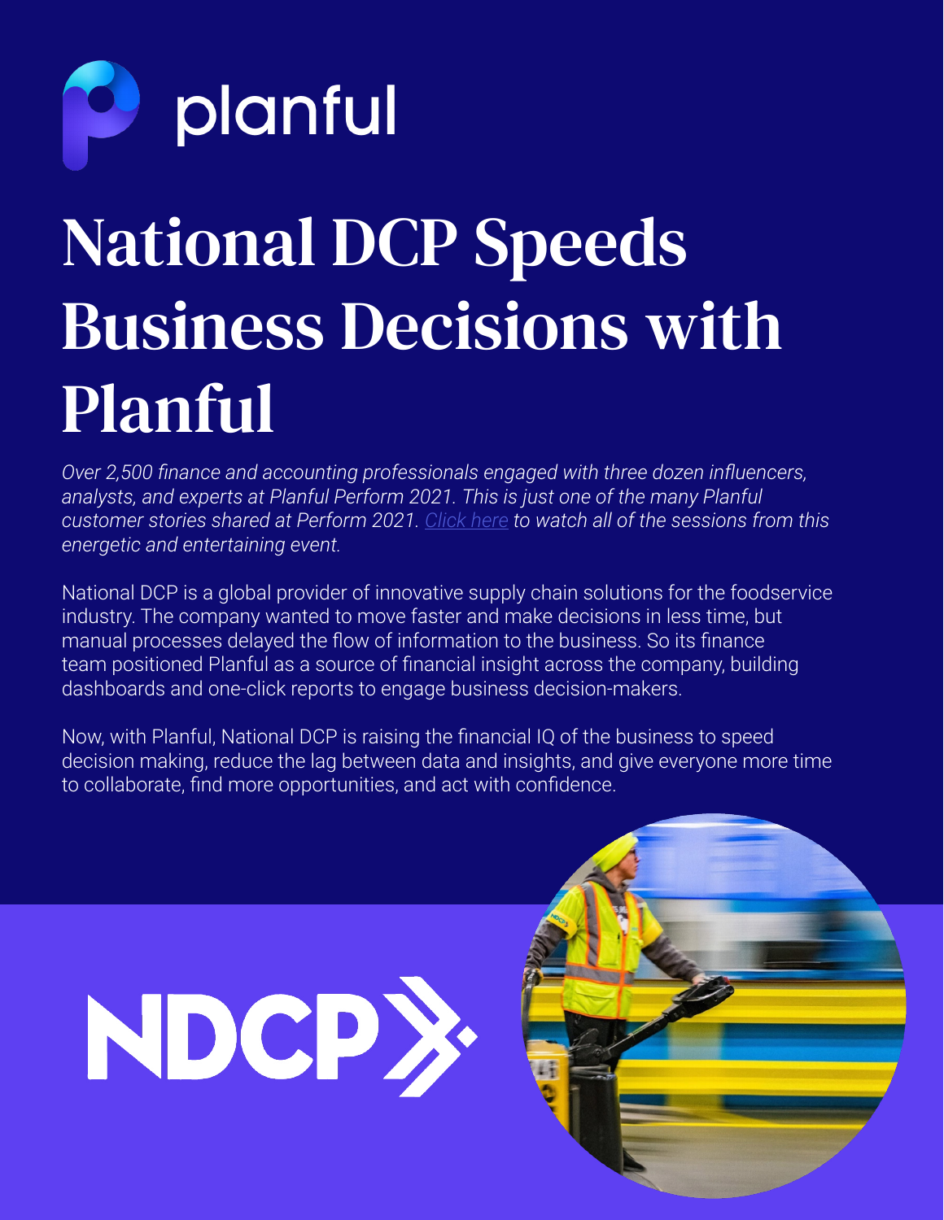planful

# National DCP Speeds Business Decisions with Planful

*Over 2,500 finance and accounting professionals engaged with three dozen influencers, analysts, and experts at Planful Perform 2021. This is just one of the many Planful customer stories shared at Perform 2021. Click here to watch all of the sessions from this energetic and entertaining event.*

National DCP is a global provider of innovative supply chain solutions for the foodservice industry. The company wanted to move faster and make decisions in less time, but manual processes delayed the flow of information to the business. So its finance team positioned Planful as a source of financial insight across the company, building dashboards and one-click reports to engage business decision-makers.

Now, with Planful, National DCP is raising the financial IQ of the business to speed decision making, reduce the lag between data and insights, and give everyone more time to collaborate, find more opportunities, and act with confidence.

NDCP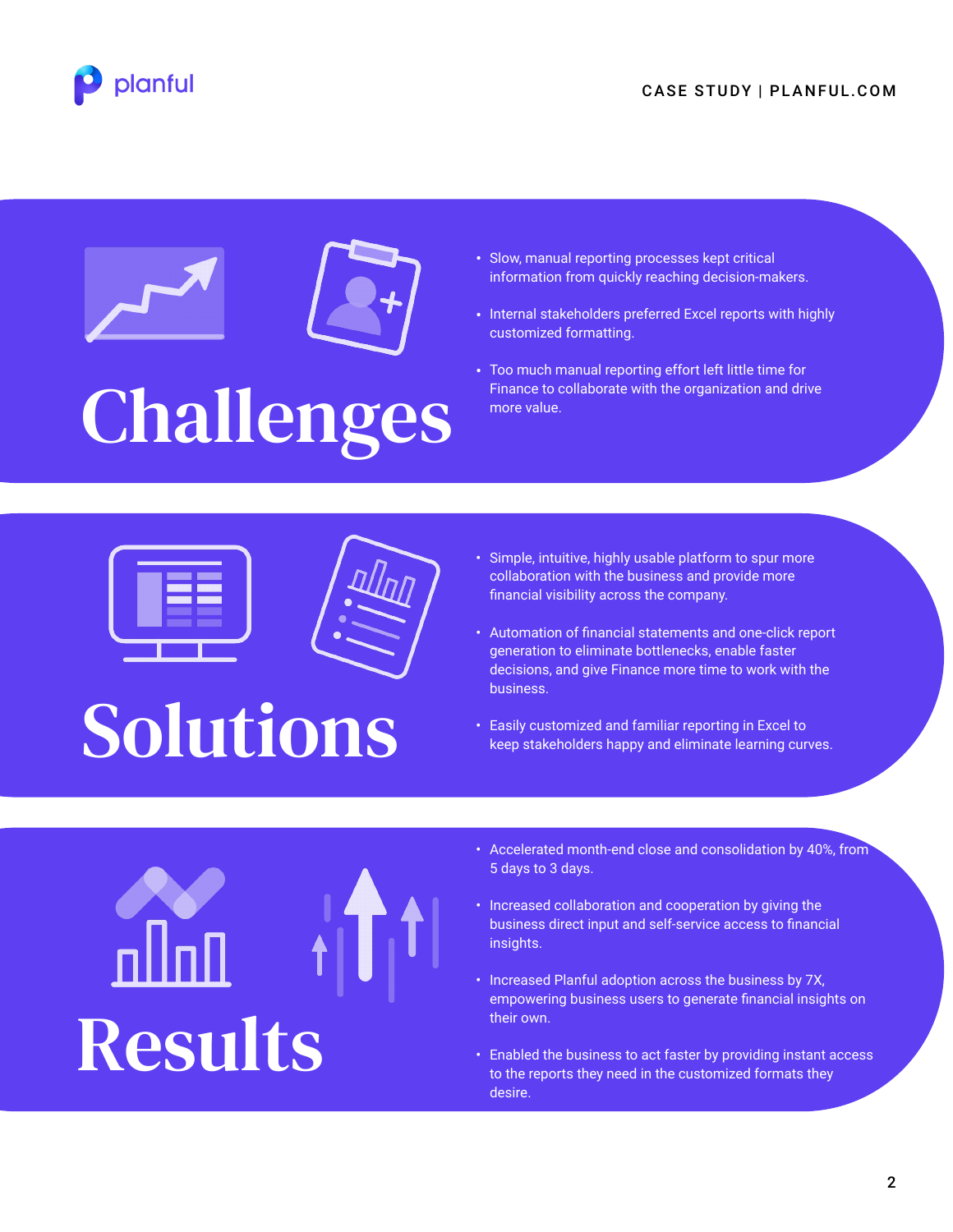## Challenges

- Slow, manual reporting processes kept critical information from quickly reaching decision-makers.
- Internal stakeholders preferred Excel reports with highly customized formatting.
- Too much manual reporting effort left little time for Finance to collaborate with the organization and drive more value.

## Solutions

- Simple, intuitive, highly usable platform to spur more collaboration with the business and provide more financial visibility across the company.
- Automation of financial statements and one-click report generation to eliminate bottlenecks, enable faster decisions, and give Finance more time to work with the business.
- Easily customized and familiar reporting in Excel to keep stakeholders happy and eliminate learning curves.

## Results

- Accelerated month-end close and consolidation by 40%, from 5 days to 3 days.
- Increased collaboration and cooperation by giving the business direct input and self-service access to financial insights.
- Increased Planful adoption across the business by 7X, empowering business users to generate financial insights on their own.
- Enabled the business to act faster by providing instant access to the reports they need in the customized formats they desire.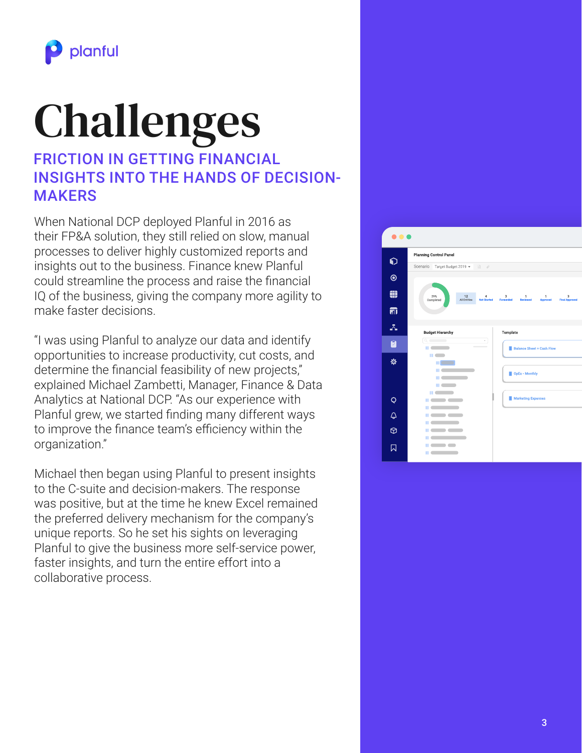# Challenges

## FRICTION IN GETTING FINANCIAL INSIGHTS INTO THE HANDS OF DECISION-MAKERS

When National DCP deployed Planful in 2016 as their FP&A solution, they still relied on slow, manual processes to deliver highly customized reports and insights out to the business. Finance knew Planful could streamline the process and raise the financial IQ of the business, giving the company more agility to make faster decisions.

"I was using Planful to analyze our data and identify opportunities to increase productivity, cut costs, and determine the financial feasibility of new projects," explained Michael Zambetti, Manager, Finance & Data Analytics at National DCP. "As our experience with Planful grew, we started finding many different ways to improve the finance team's efficiency within the organization."

Michael then began using Planful to present insights to the C-suite and decision-makers. The response was positive, but at the time he knew Excel remained the preferred delivery mechanism for the company's unique reports. So he set his sights on leveraging Planful to give the business more self-service power, faster insights, and turn the entire effort into a collaborative process.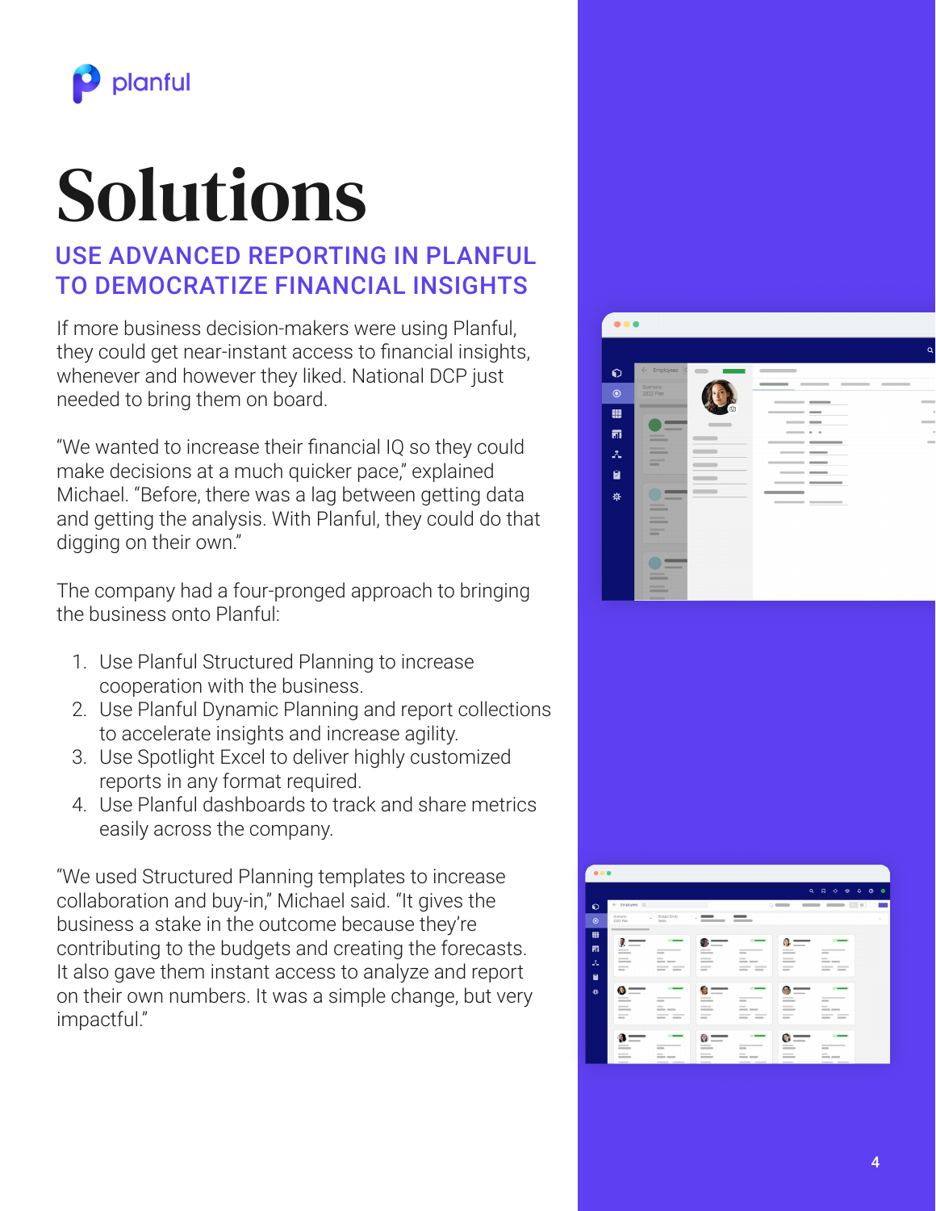# Solutions

## USE ADVANCED REPORTING IN PLANFUL TO DEMOCRATIZE FINANCIAL INSIGHTS

If more business decision-makers were using Planful, they could get near-instant access to financial insights, whenever and however they liked. National DCP just needed to bring them on board.

"We wanted to increase their financial IQ so they could make decisions at a much quicker pace," explained Michael. "Before, there was a lag between getting data and getting the analysis. With Planful, they could do that digging on their own."

The company had a four-pronged approach to bringing the business onto Planful:

1. Use Planful Structured Planning to increase cooperation with the business.
2. Use Planful Dynamic Planning and report collections to accelerate insights and increase agility.
3. Use Spotlight Excel to deliver highly customized reports in any format required.
4. Use Planful dashboards to track and share metrics easily across the company.

"We used Structured Planning templates to increase collaboration and buy-in," Michael said. "It gives the business a stake in the outcome because they're contributing to the budgets and creating the forecasts. It also gave them instant access to analyze and report on their own numbers. It was a simple change, but very impactful."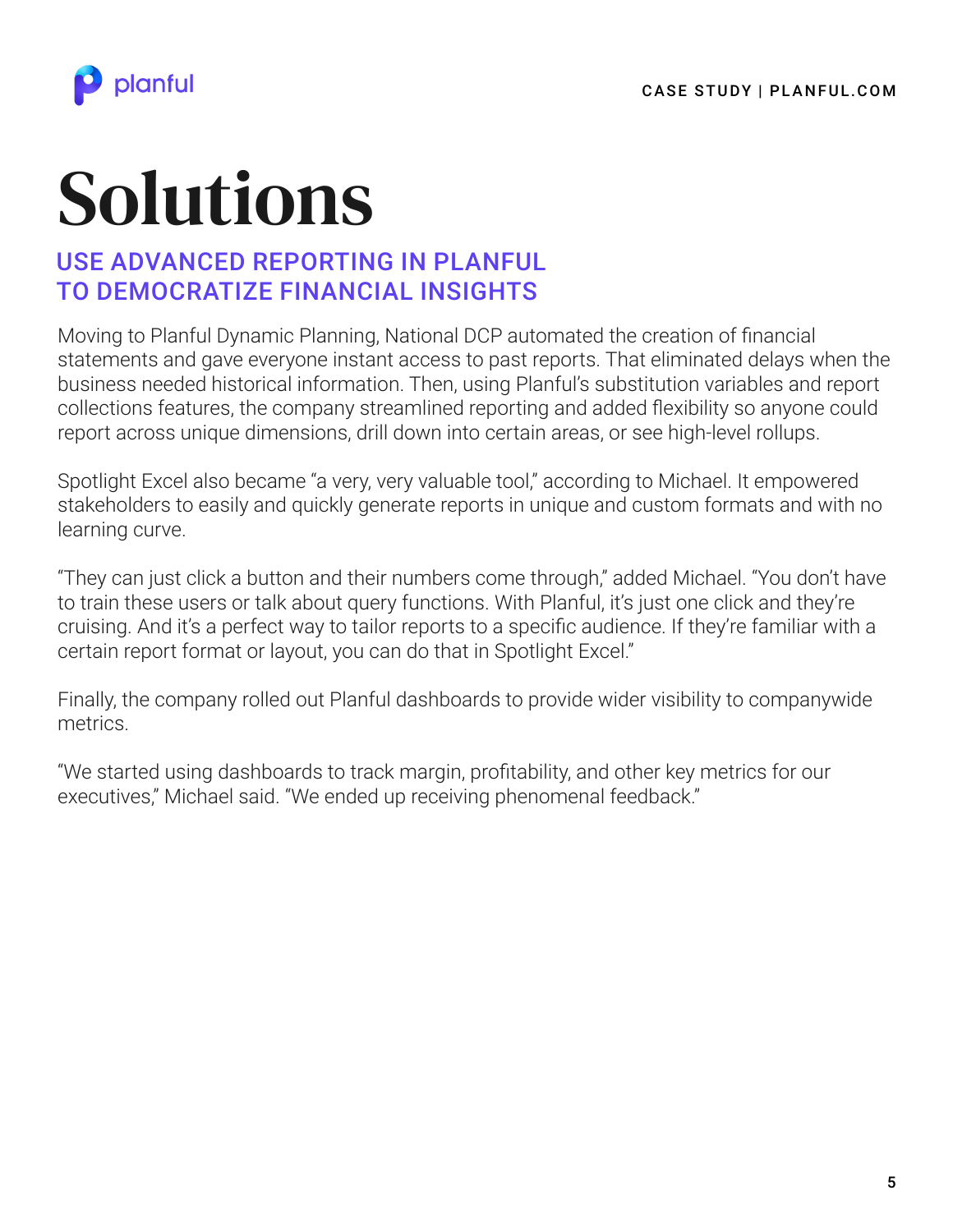# Solutions

## USE ADVANCED REPORTING IN PLANFUL TO DEMOCRATIZE FINANCIAL INSIGHTS

Moving to Planful Dynamic Planning, National DCP automated the creation of financial statements and gave everyone instant access to past reports. That eliminated delays when the business needed historical information. Then, using Planful's substitution variables and report collections features, the company streamlined reporting and added flexibility so anyone could report across unique dimensions, drill down into certain areas, or see high-level rollups.

Spotlight Excel also became "a very, very valuable tool," according to Michael. It empowered stakeholders to easily and quickly generate reports in unique and custom formats and with no learning curve.

"They can just click a button and their numbers come through," added Michael. "You don't have to train these users or talk about query functions. With Planful, it's just one click and they're cruising. And it's a perfect way to tailor reports to a specific audience. If they're familiar with a certain report format or layout, you can do that in Spotlight Excel."

Finally, the company rolled out Planful dashboards to provide wider visibility to companywide metrics.

"We started using dashboards to track margin, profitability, and other key metrics for our executives," Michael said. "We ended up receiving phenomenal feedback."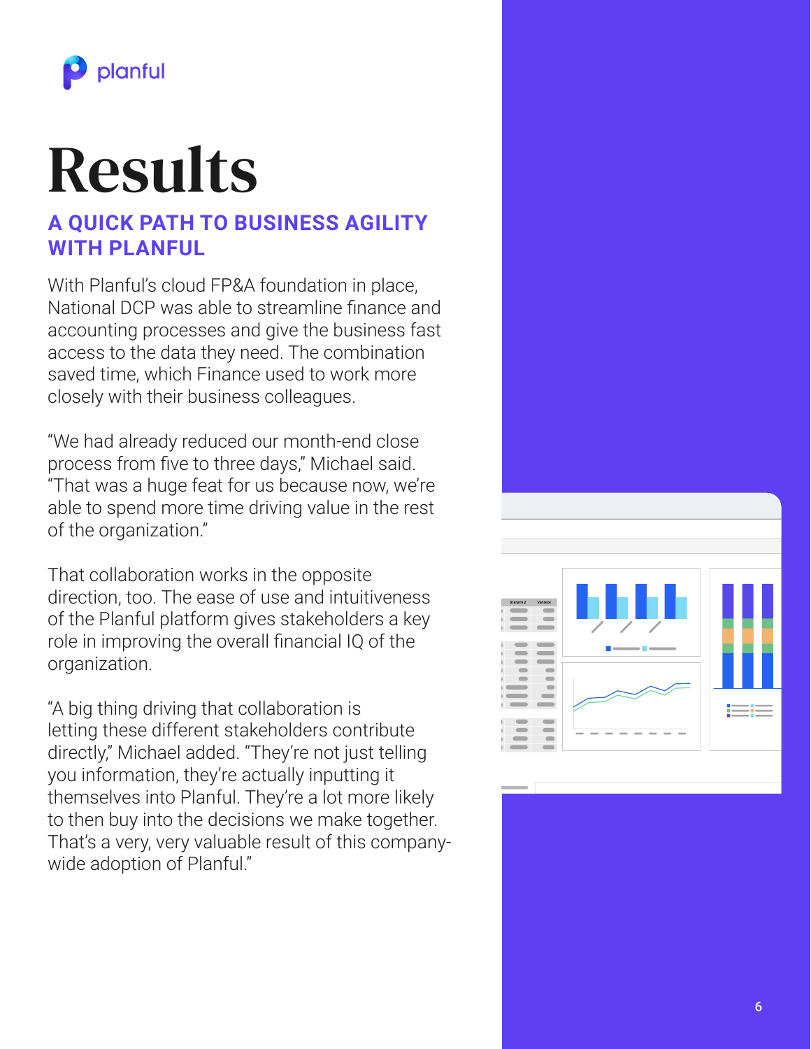# Results

## A QUICK PATH TO BUSINESS AGILITY WITH PLANFUL

With Planful's cloud FP&A foundation in place, National DCP was able to streamline finance and accounting processes and give the business fast access to the data they need. The combination saved time, which Finance used to work more closely with their business colleagues.

"We had already reduced our month-end close process from five to three days," Michael said. "That was a huge feat for us because now, we're able to spend more time driving value in the rest of the organization."

That collaboration works in the opposite direction, too. The ease of use and intuitiveness of the Planful platform gives stakeholders a key role in improving the overall financial IQ of the organization.

"A big thing driving that collaboration is letting these different stakeholders contribute directly," Michael added. "They're not just telling you information, they're actually inputting it themselves into Planful. They're a lot more likely to then buy into the decisions we make together. That's a very, very valuable result of this company-wide adoption of Planful."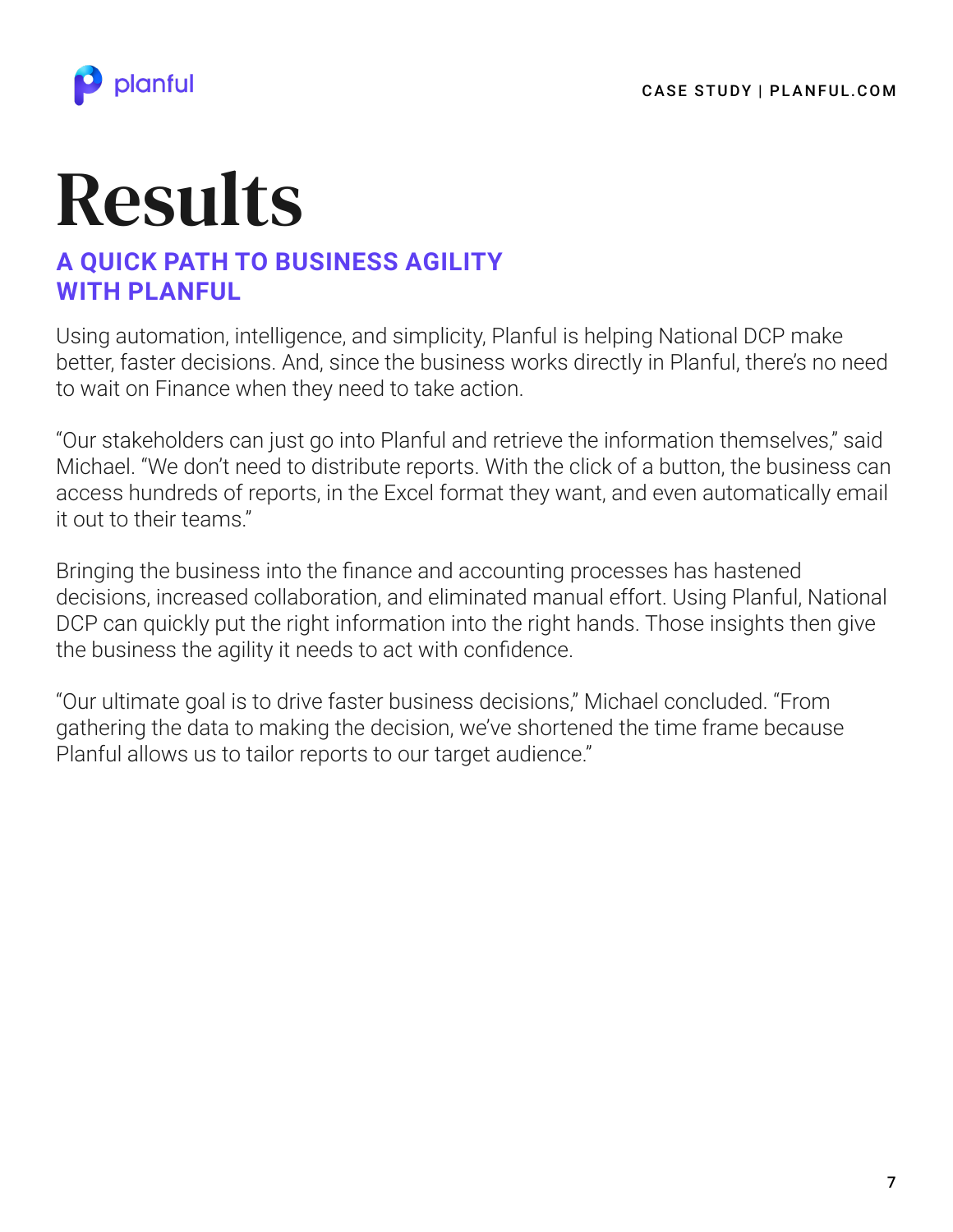# Results

## A QUICK PATH TO BUSINESS AGILITY WITH PLANFUL

Using automation, intelligence, and simplicity, Planful is helping National DCP make better, faster decisions. And, since the business works directly in Planful, there's no need to wait on Finance when they need to take action.

"Our stakeholders can just go into Planful and retrieve the information themselves," said Michael. "We don't need to distribute reports. With the click of a button, the business can access hundreds of reports, in the Excel format they want, and even automatically email it out to their teams."

Bringing the business into the finance and accounting processes has hastened decisions, increased collaboration, and eliminated manual effort. Using Planful, National DCP can quickly put the right information into the right hands. Those insights then give the business the agility it needs to act with confidence.

"Our ultimate goal is to drive faster business decisions," Michael concluded. "From gathering the data to making the decision, we've shortened the time frame because Planful allows us to tailor reports to our target audience."